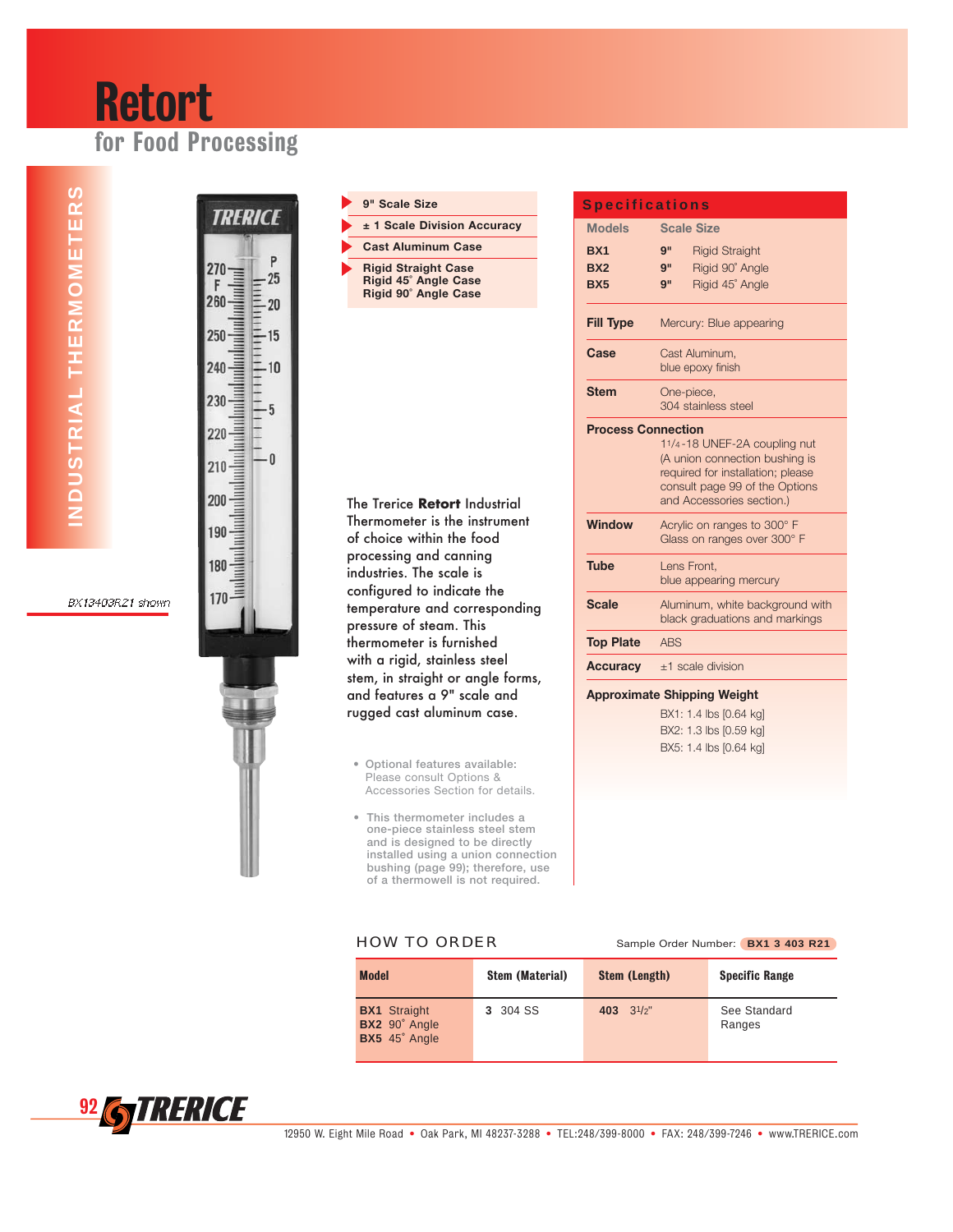# Retort

## for Food Processing

INDUSTRIAL THERMOMETERS

BX13403R21 shown

- 9" Scale Size
- ± 1 Scale Division Accuracy
- Cast Aluminum Case
- Rigid Straight Case
  Rigid 45˚ Angle Case
  Rigid 90˚ Angle Case

The Trerice **Retort** Industrial Thermometer is the instrument of choice within the food processing and canning industries. The scale is configured to indicate the temperature and corresponding pressure of steam. This thermometer is furnished with a rigid, stainless steel stem, in straight or angle forms, and features a 9" scale and rugged cast aluminum case.

- Optional features available: Please consult Options & Accessories Section for details.
- This thermometer includes a one-piece stainless steel stem and is designed to be directly installed using a union connection bushing (page 99); therefore, use of a thermowell is not required.

## Specifications

| Models | Scale Size | |
|---|---|---|
| **BX1** | **9"** | Rigid Straight |
| **BX2** | **9"** | Rigid 90˚ Angle |
| **BX5** | **9"** | Rigid 45˚ Angle |

**Fill Type** — Mercury: Blue appearing

**Case** — Cast Aluminum, blue epoxy finish

**Stem** — One-piece, 304 stainless steel

**Process Connection** — 1¼-18 UNEF-2A coupling nut (A union connection bushing is required for installation; please consult page 99 of the Options and Accessories section.)

**Window** — Acrylic on ranges to 300° F; Glass on ranges over 300° F

**Tube** — Lens Front, blue appearing mercury

**Scale** — Aluminum, white background with black graduations and markings

**Top Plate** — ABS

**Accuracy** — ±1 scale division

**Approximate Shipping Weight**

- BX1: 1.4 lbs [0.64 kg]
- BX2: 1.3 lbs [0.59 kg]
- BX5: 1.4 lbs [0.64 kg]

## HOW TO ORDER

Sample Order Number: **BX1 3 403 R21**

| Model | Stem (Material) | Stem (Length) | Specific Range |
|---|---|---|---|
| **BX1** Straight<br>**BX2** 90˚ Angle<br>**BX5** 45˚ Angle | **3** 304 SS | **403** 3½" | See Standard Ranges |

12950 W. Eight Mile Road • Oak Park, MI 48237-3288 • TEL:248/399-8000 • FAX: 248/399-7246 • www.TRERICE.com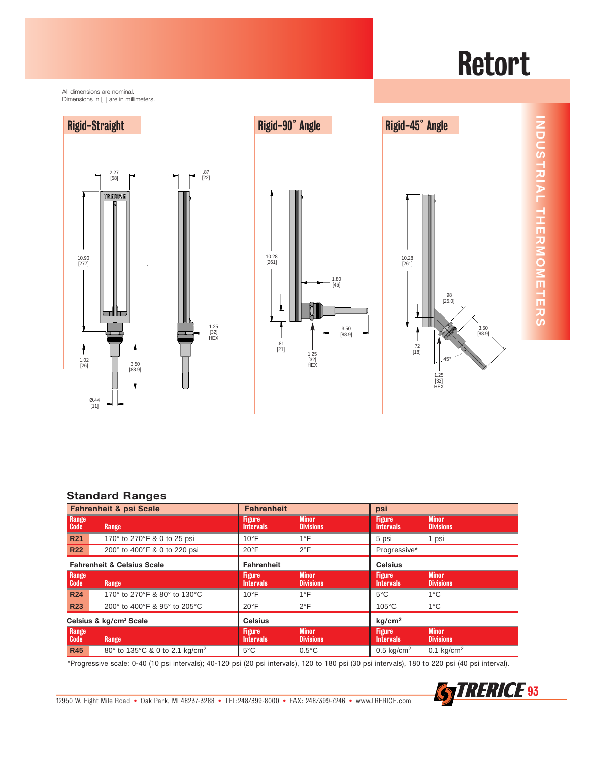# Retort

All dimensions are nominal.
Dimensions in [ ] are in millimeters.

INDUSTRIAL THERMOMETERS

## Rigid-Straight

2.27 [58]
.87 [22]
10.90 [277]
1.25 [32] HEX
1.02 [26]
3.50 [88.9]
Ø.44 [11]

## Rigid-90° Angle

10.28 [261]
1.80 [46]
3.50 [88.9]
.81 [21]
1.25 [32] HEX

## Rigid-45° Angle

10.28 [261]
.98 [25.0]
3.50 [88.9]
.72 [18]
45°
1.25 [32] HEX

## Standard Ranges

| Fahrenheit & psi Scale | | Fahrenheit | | psi | |
|---|---|---|---|---|---|
| **Range Code** | **Range** | **Figure Intervals** | **Minor Divisions** | **Figure Intervals** | **Minor Divisions** |
| **R21** | 170° to 270°F & 0 to 25 psi | 10°F | 1°F | 5 psi | 1 psi |
| **R22** | 200° to 400°F & 0 to 220 psi | 20°F | 2°F | Progressive* | |
| **Fahrenheit & Celsius Scale** | | **Fahrenheit** | | **Celsius** | |
| **Range Code** | **Range** | **Figure Intervals** | **Minor Divisions** | **Figure Intervals** | **Minor Divisions** |
| **R24** | 170° to 270°F & 80° to 130°C | 10°F | 1°F | 5°C | 1°C |
| **R23** | 200° to 400°F & 95° to 205°C | 20°F | 2°F | 105°C | 1°C |
| **Celsius & kg/cm² Scale** | | **Celsius** | | **kg/cm²** | |
| **Range Code** | **Range** | **Figure Intervals** | **Minor Divisions** | **Figure Intervals** | **Minor Divisions** |
| **R45** | 80° to 135°C & 0 to 2.1 kg/cm² | 5°C | 0.5°C | 0.5 kg/cm² | 0.1 kg/cm² |

*Progressive scale: 0-40 (10 psi intervals); 40-120 psi (20 psi intervals), 120 to 180 psi (30 psi intervals), 180 to 220 psi (40 psi interval).

12950 W. Eight Mile Road • Oak Park, MI 48237-3288 • TEL:248/399-8000 • FAX: 248/399-7246 • www.TRERICE.com

TRERICE